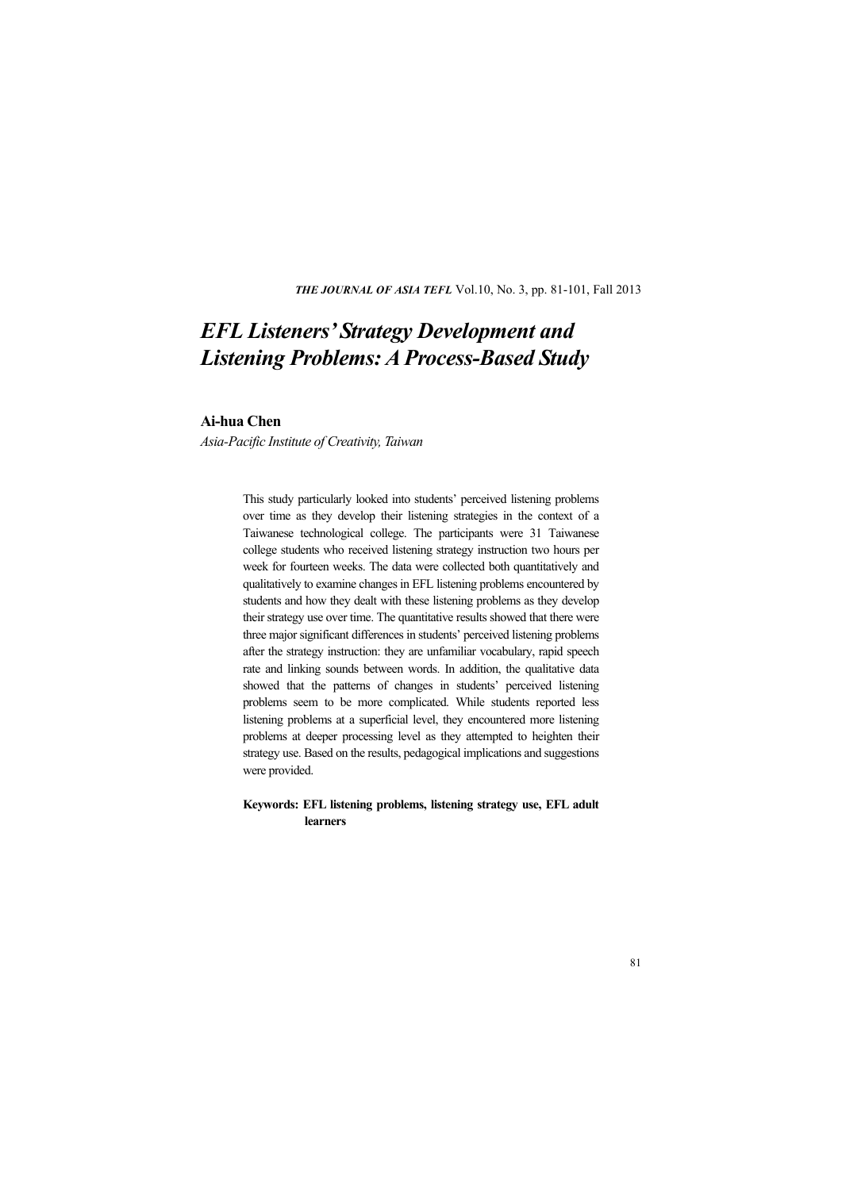# EFL Listeners' Strategy Development and Listening Problems: A Process-Based Study

**Ai-hua Chen**

*Asia-Pacific Institute of Creativity, Taiwan*

This study particularly looked into students' perceived listening problems over time as they develop their listening strategies in the context of a Taiwanese technological college. The participants were 31 Taiwanese college students who received listening strategy instruction two hours per week for fourteen weeks. The data were collected both quantitatively and qualitatively to examine changes in EFL listening problems encountered by students and how they dealt with these listening problems as they develop their strategy use over time. The quantitative results showed that there were three major significant differences in students' perceived listening problems after the strategy instruction: they are unfamiliar vocabulary, rapid speech rate and linking sounds between words. In addition, the qualitative data showed that the patterns of changes in students' perceived listening problems seem to be more complicated. While students reported less listening problems at a superficial level, they encountered more listening problems at deeper processing level as they attempted to heighten their strategy use. Based on the results, pedagogical implications and suggestions were provided.

**Keywords: EFL listening problems, listening strategy use, EFL adult learners**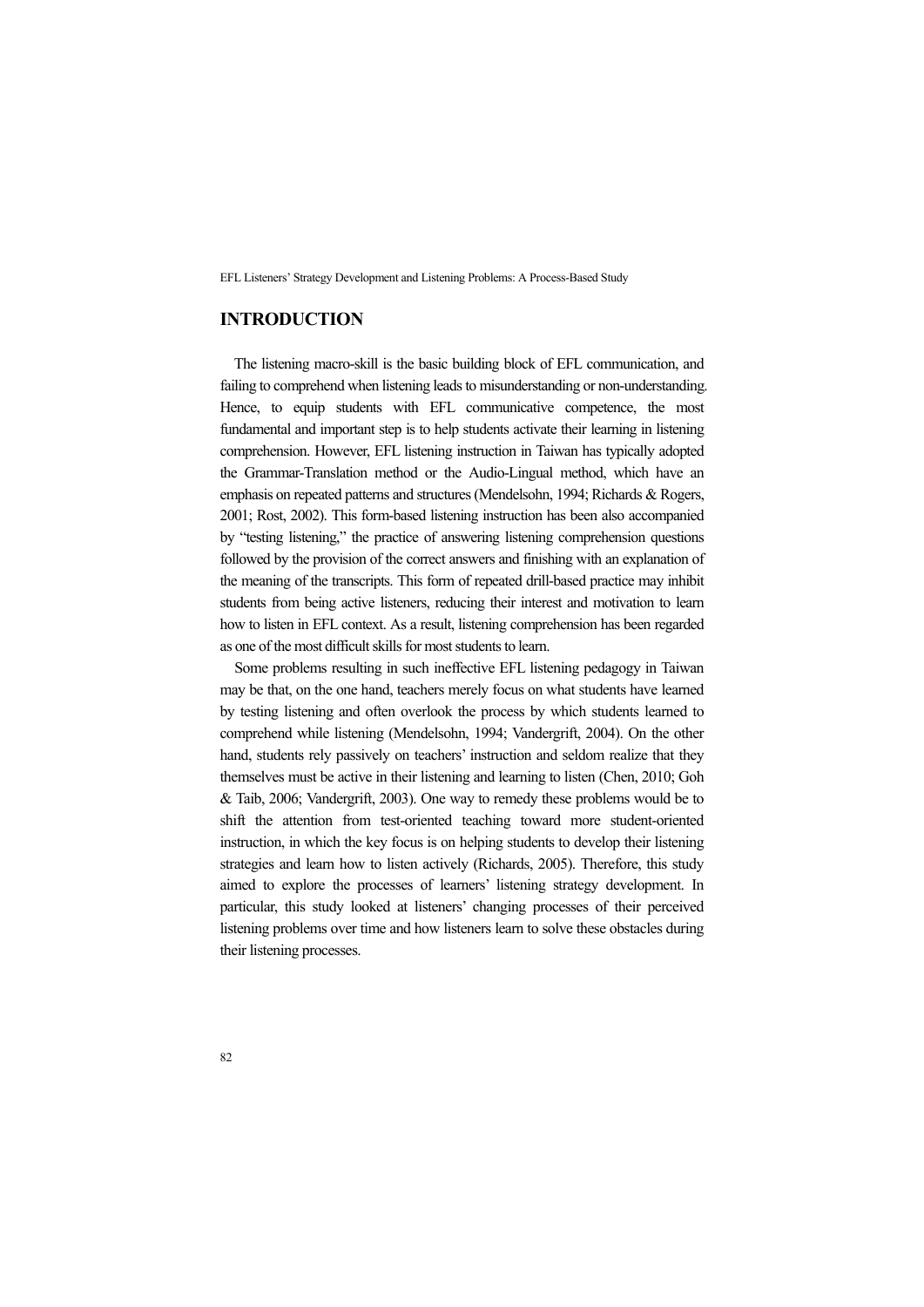## INTRODUCTION

The listening macro-skill is the basic building block of EFL communication, and failing to comprehend when listening leads to misunderstanding or non-understanding. Hence, to equip students with EFL communicative competence, the most fundamental and important step is to help students activate their learning in listening comprehension. However, EFL listening instruction in Taiwan has typically adopted the Grammar-Translation method or the Audio-Lingual method, which have an emphasis on repeated patterns and structures (Mendelsohn, 1994; Richards & Rogers, 2001; Rost, 2002). This form-based listening instruction has been also accompanied by "testing listening," the practice of answering listening comprehension questions followed by the provision of the correct answers and finishing with an explanation of the meaning of the transcripts. This form of repeated drill-based practice may inhibit students from being active listeners, reducing their interest and motivation to learn how to listen in EFL context. As a result, listening comprehension has been regarded as one of the most difficult skills for most students to learn.

Some problems resulting in such ineffective EFL listening pedagogy in Taiwan may be that, on the one hand, teachers merely focus on what students have learned by testing listening and often overlook the process by which students learned to comprehend while listening (Mendelsohn, 1994; Vandergrift, 2004). On the other hand, students rely passively on teachers' instruction and seldom realize that they themselves must be active in their listening and learning to listen (Chen, 2010; Goh & Taib, 2006; Vandergrift, 2003). One way to remedy these problems would be to shift the attention from test-oriented teaching toward more student-oriented instruction, in which the key focus is on helping students to develop their listening strategies and learn how to listen actively (Richards, 2005). Therefore, this study aimed to explore the processes of learners' listening strategy development. In particular, this study looked at listeners' changing processes of their perceived listening problems over time and how listeners learn to solve these obstacles during their listening processes.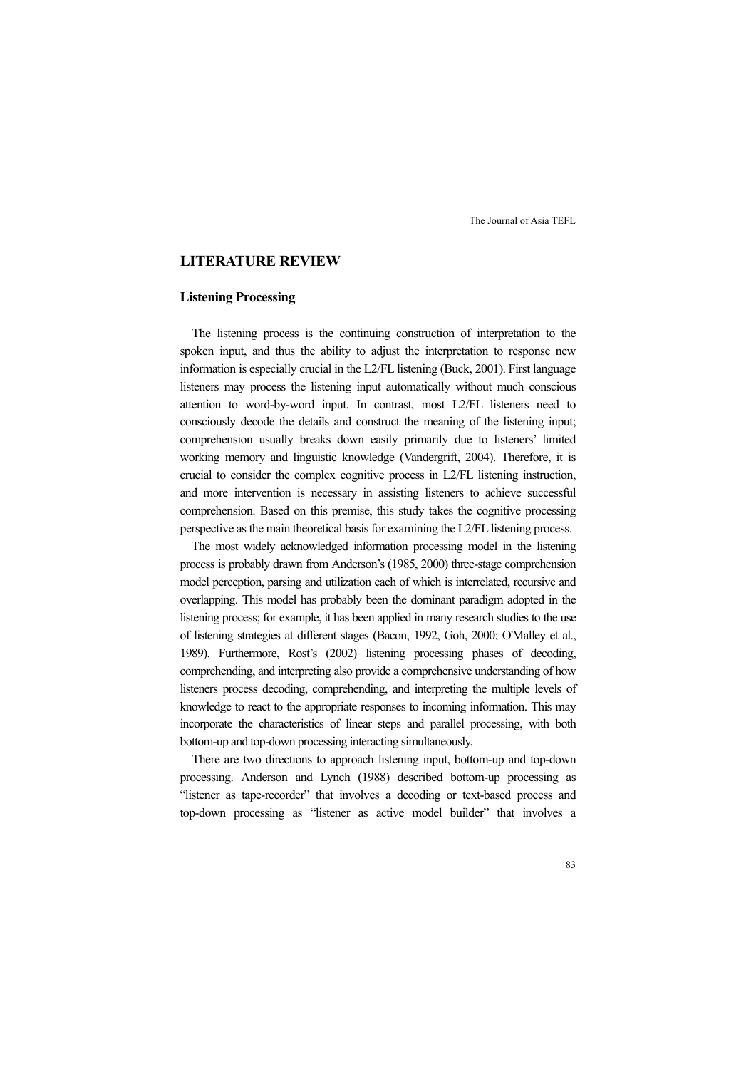## LITERATURE REVIEW

### Listening Processing

The listening process is the continuing construction of interpretation to the spoken input, and thus the ability to adjust the interpretation to response new information is especially crucial in the L2/FL listening (Buck, 2001). First language listeners may process the listening input automatically without much conscious attention to word-by-word input. In contrast, most L2/FL listeners need to consciously decode the details and construct the meaning of the listening input; comprehension usually breaks down easily primarily due to listeners' limited working memory and linguistic knowledge (Vandergrift, 2004). Therefore, it is crucial to consider the complex cognitive process in L2/FL listening instruction, and more intervention is necessary in assisting listeners to achieve successful comprehension. Based on this premise, this study takes the cognitive processing perspective as the main theoretical basis for examining the L2/FL listening process.

The most widely acknowledged information processing model in the listening process is probably drawn from Anderson's (1985, 2000) three-stage comprehension model perception, parsing and utilization each of which is interrelated, recursive and overlapping. This model has probably been the dominant paradigm adopted in the listening process; for example, it has been applied in many research studies to the use of listening strategies at different stages (Bacon, 1992, Goh, 2000; O'Malley et al., 1989). Furthermore, Rost's (2002) listening processing phases of decoding, comprehending, and interpreting also provide a comprehensive understanding of how listeners process decoding, comprehending, and interpreting the multiple levels of knowledge to react to the appropriate responses to incoming information. This may incorporate the characteristics of linear steps and parallel processing, with both bottom-up and top-down processing interacting simultaneously.

There are two directions to approach listening input, bottom-up and top-down processing. Anderson and Lynch (1988) described bottom-up processing as "listener as tape-recorder" that involves a decoding or text-based process and top-down processing as "listener as active model builder" that involves a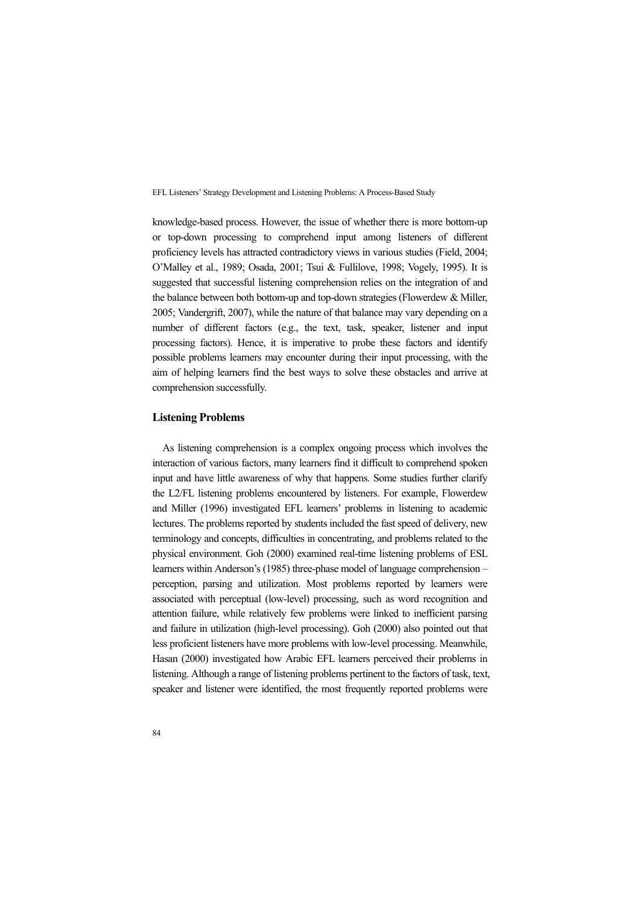knowledge-based process. However, the issue of whether there is more bottom-up or top-down processing to comprehend input among listeners of different proficiency levels has attracted contradictory views in various studies (Field, 2004; O'Malley et al., 1989; Osada, 2001; Tsui & Fullilove, 1998; Vogely, 1995). It is suggested that successful listening comprehension relies on the integration of and the balance between both bottom-up and top-down strategies (Flowerdew & Miller, 2005; Vandergrift, 2007), while the nature of that balance may vary depending on a number of different factors (e.g., the text, task, speaker, listener and input processing factors). Hence, it is imperative to probe these factors and identify possible problems learners may encounter during their input processing, with the aim of helping learners find the best ways to solve these obstacles and arrive at comprehension successfully.

## Listening Problems

As listening comprehension is a complex ongoing process which involves the interaction of various factors, many learners find it difficult to comprehend spoken input and have little awareness of why that happens. Some studies further clarify the L2/FL listening problems encountered by listeners. For example, Flowerdew and Miller (1996) investigated EFL learners' problems in listening to academic lectures. The problems reported by students included the fast speed of delivery, new terminology and concepts, difficulties in concentrating, and problems related to the physical environment. Goh (2000) examined real-time listening problems of ESL learners within Anderson's (1985) three-phase model of language comprehension – perception, parsing and utilization. Most problems reported by learners were associated with perceptual (low-level) processing, such as word recognition and attention failure, while relatively few problems were linked to inefficient parsing and failure in utilization (high-level processing). Goh (2000) also pointed out that less proficient listeners have more problems with low-level processing. Meanwhile, Hasan (2000) investigated how Arabic EFL learners perceived their problems in listening. Although a range of listening problems pertinent to the factors of task, text, speaker and listener were identified, the most frequently reported problems were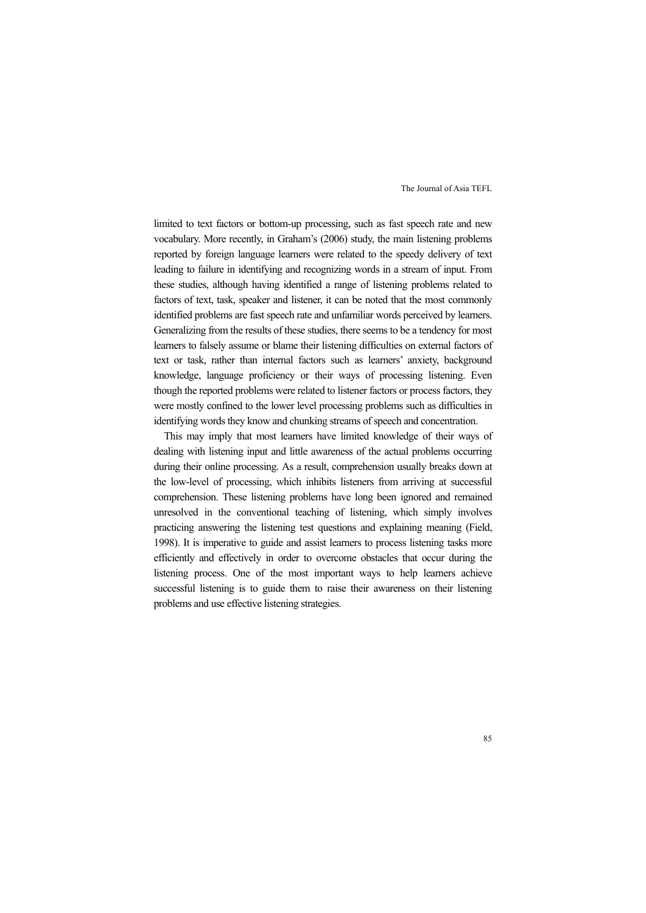limited to text factors or bottom-up processing, such as fast speech rate and new vocabulary. More recently, in Graham's (2006) study, the main listening problems reported by foreign language learners were related to the speedy delivery of text leading to failure in identifying and recognizing words in a stream of input. From these studies, although having identified a range of listening problems related to factors of text, task, speaker and listener, it can be noted that the most commonly identified problems are fast speech rate and unfamiliar words perceived by learners. Generalizing from the results of these studies, there seems to be a tendency for most learners to falsely assume or blame their listening difficulties on external factors of text or task, rather than internal factors such as learners' anxiety, background knowledge, language proficiency or their ways of processing listening. Even though the reported problems were related to listener factors or process factors, they were mostly confined to the lower level processing problems such as difficulties in identifying words they know and chunking streams of speech and concentration.

This may imply that most learners have limited knowledge of their ways of dealing with listening input and little awareness of the actual problems occurring during their online processing. As a result, comprehension usually breaks down at the low-level of processing, which inhibits listeners from arriving at successful comprehension. These listening problems have long been ignored and remained unresolved in the conventional teaching of listening, which simply involves practicing answering the listening test questions and explaining meaning (Field, 1998). It is imperative to guide and assist learners to process listening tasks more efficiently and effectively in order to overcome obstacles that occur during the listening process. One of the most important ways to help learners achieve successful listening is to guide them to raise their awareness on their listening problems and use effective listening strategies.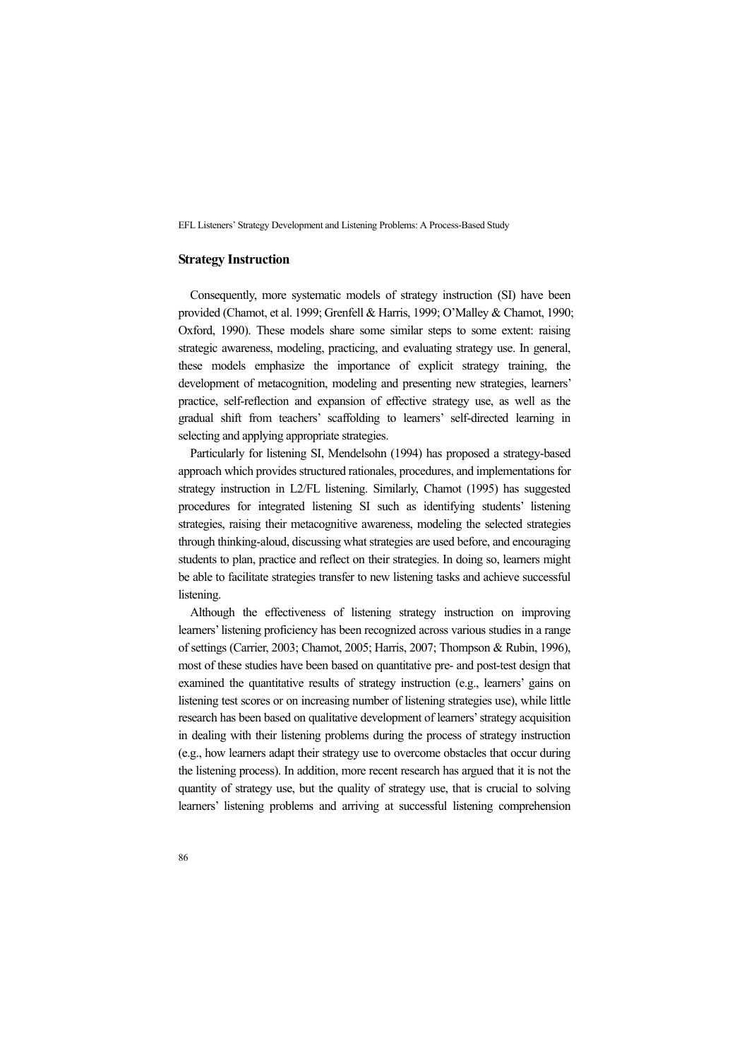## Strategy Instruction

Consequently, more systematic models of strategy instruction (SI) have been provided (Chamot, et al. 1999; Grenfell & Harris, 1999; O'Malley & Chamot, 1990; Oxford, 1990). These models share some similar steps to some extent: raising strategic awareness, modeling, practicing, and evaluating strategy use. In general, these models emphasize the importance of explicit strategy training, the development of metacognition, modeling and presenting new strategies, learners' practice, self-reflection and expansion of effective strategy use, as well as the gradual shift from teachers' scaffolding to learners' self-directed learning in selecting and applying appropriate strategies.

Particularly for listening SI, Mendelsohn (1994) has proposed a strategy-based approach which provides structured rationales, procedures, and implementations for strategy instruction in L2/FL listening. Similarly, Chamot (1995) has suggested procedures for integrated listening SI such as identifying students' listening strategies, raising their metacognitive awareness, modeling the selected strategies through thinking-aloud, discussing what strategies are used before, and encouraging students to plan, practice and reflect on their strategies. In doing so, learners might be able to facilitate strategies transfer to new listening tasks and achieve successful listening.

Although the effectiveness of listening strategy instruction on improving learners' listening proficiency has been recognized across various studies in a range of settings (Carrier, 2003; Chamot, 2005; Harris, 2007; Thompson & Rubin, 1996), most of these studies have been based on quantitative pre- and post-test design that examined the quantitative results of strategy instruction (e.g., learners' gains on listening test scores or on increasing number of listening strategies use), while little research has been based on qualitative development of learners' strategy acquisition in dealing with their listening problems during the process of strategy instruction (e.g., how learners adapt their strategy use to overcome obstacles that occur during the listening process). In addition, more recent research has argued that it is not the quantity of strategy use, but the quality of strategy use, that is crucial to solving learners' listening problems and arriving at successful listening comprehension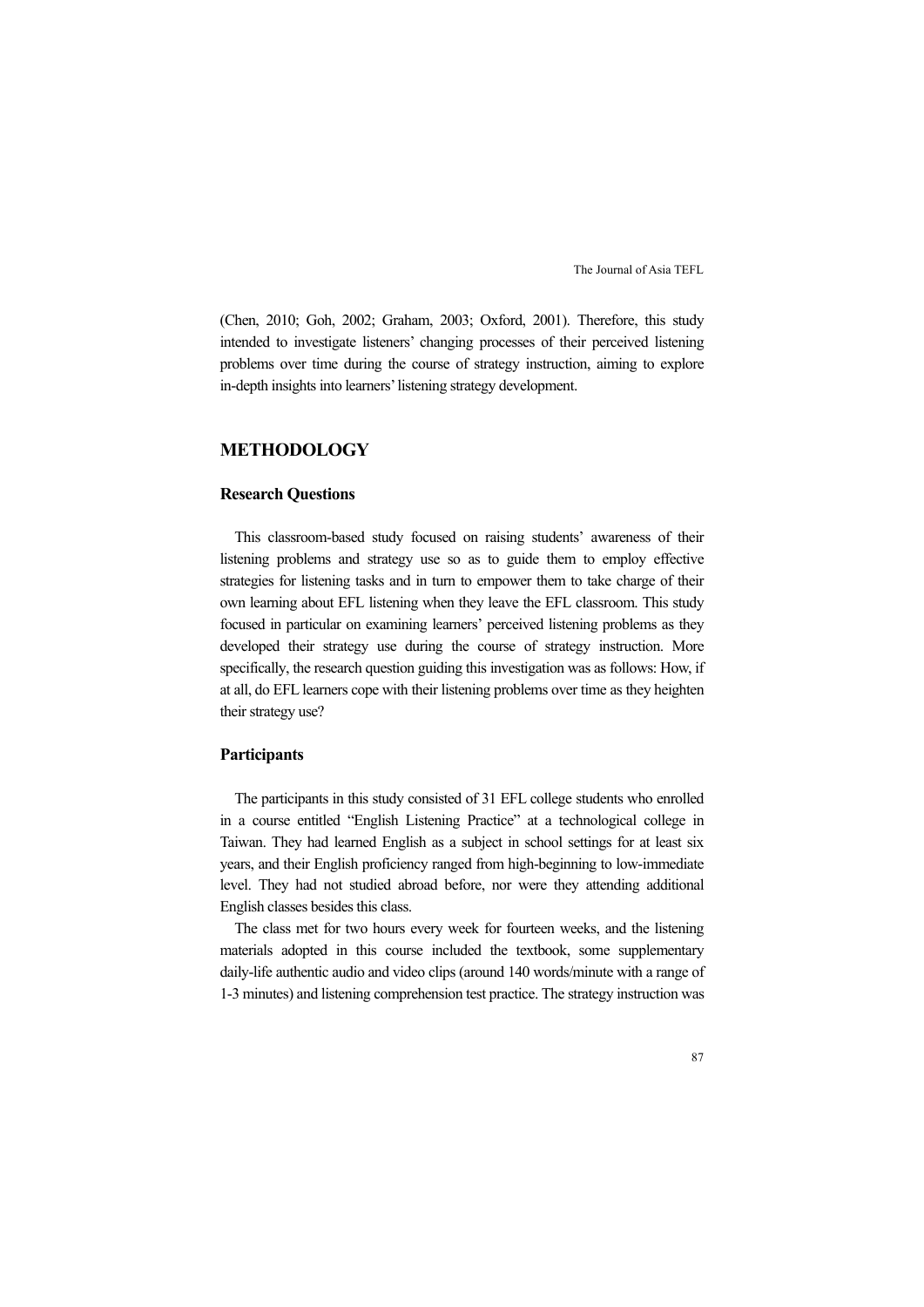(Chen, 2010; Goh, 2002; Graham, 2003; Oxford, 2001). Therefore, this study intended to investigate listeners' changing processes of their perceived listening problems over time during the course of strategy instruction, aiming to explore in-depth insights into learners' listening strategy development.

## METHODOLOGY

### Research Questions

This classroom-based study focused on raising students' awareness of their listening problems and strategy use so as to guide them to employ effective strategies for listening tasks and in turn to empower them to take charge of their own learning about EFL listening when they leave the EFL classroom. This study focused in particular on examining learners' perceived listening problems as they developed their strategy use during the course of strategy instruction. More specifically, the research question guiding this investigation was as follows: How, if at all, do EFL learners cope with their listening problems over time as they heighten their strategy use?

### Participants

The participants in this study consisted of 31 EFL college students who enrolled in a course entitled "English Listening Practice" at a technological college in Taiwan. They had learned English as a subject in school settings for at least six years, and their English proficiency ranged from high-beginning to low-immediate level. They had not studied abroad before, nor were they attending additional English classes besides this class.

The class met for two hours every week for fourteen weeks, and the listening materials adopted in this course included the textbook, some supplementary daily-life authentic audio and video clips (around 140 words/minute with a range of 1-3 minutes) and listening comprehension test practice. The strategy instruction was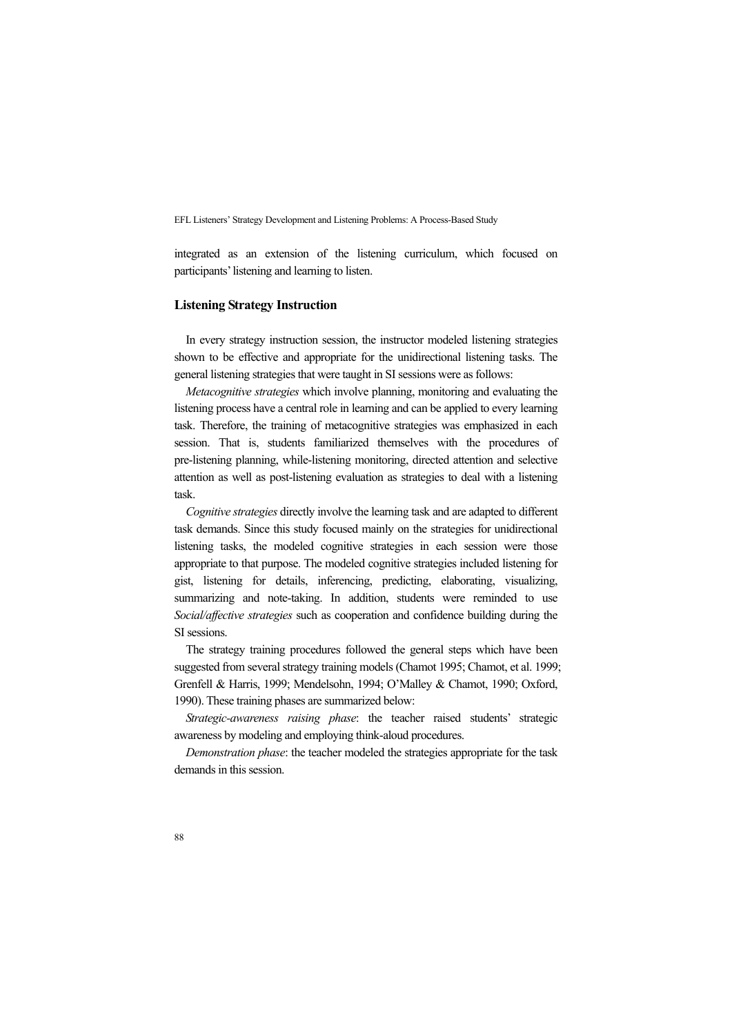integrated as an extension of the listening curriculum, which focused on participants' listening and learning to listen.

### Listening Strategy Instruction

In every strategy instruction session, the instructor modeled listening strategies shown to be effective and appropriate for the unidirectional listening tasks. The general listening strategies that were taught in SI sessions were as follows:

*Metacognitive strategies* which involve planning, monitoring and evaluating the listening process have a central role in learning and can be applied to every learning task. Therefore, the training of metacognitive strategies was emphasized in each session. That is, students familiarized themselves with the procedures of pre-listening planning, while-listening monitoring, directed attention and selective attention as well as post-listening evaluation as strategies to deal with a listening task.

*Cognitive strategies* directly involve the learning task and are adapted to different task demands. Since this study focused mainly on the strategies for unidirectional listening tasks, the modeled cognitive strategies in each session were those appropriate to that purpose. The modeled cognitive strategies included listening for gist, listening for details, inferencing, predicting, elaborating, visualizing, summarizing and note-taking. In addition, students were reminded to use *Social/affective strategies* such as cooperation and confidence building during the SI sessions.

The strategy training procedures followed the general steps which have been suggested from several strategy training models (Chamot 1995; Chamot, et al. 1999; Grenfell & Harris, 1999; Mendelsohn, 1994; O'Malley & Chamot, 1990; Oxford, 1990). These training phases are summarized below:

*Strategic-awareness raising phase*: the teacher raised students' strategic awareness by modeling and employing think-aloud procedures.

*Demonstration phase*: the teacher modeled the strategies appropriate for the task demands in this session.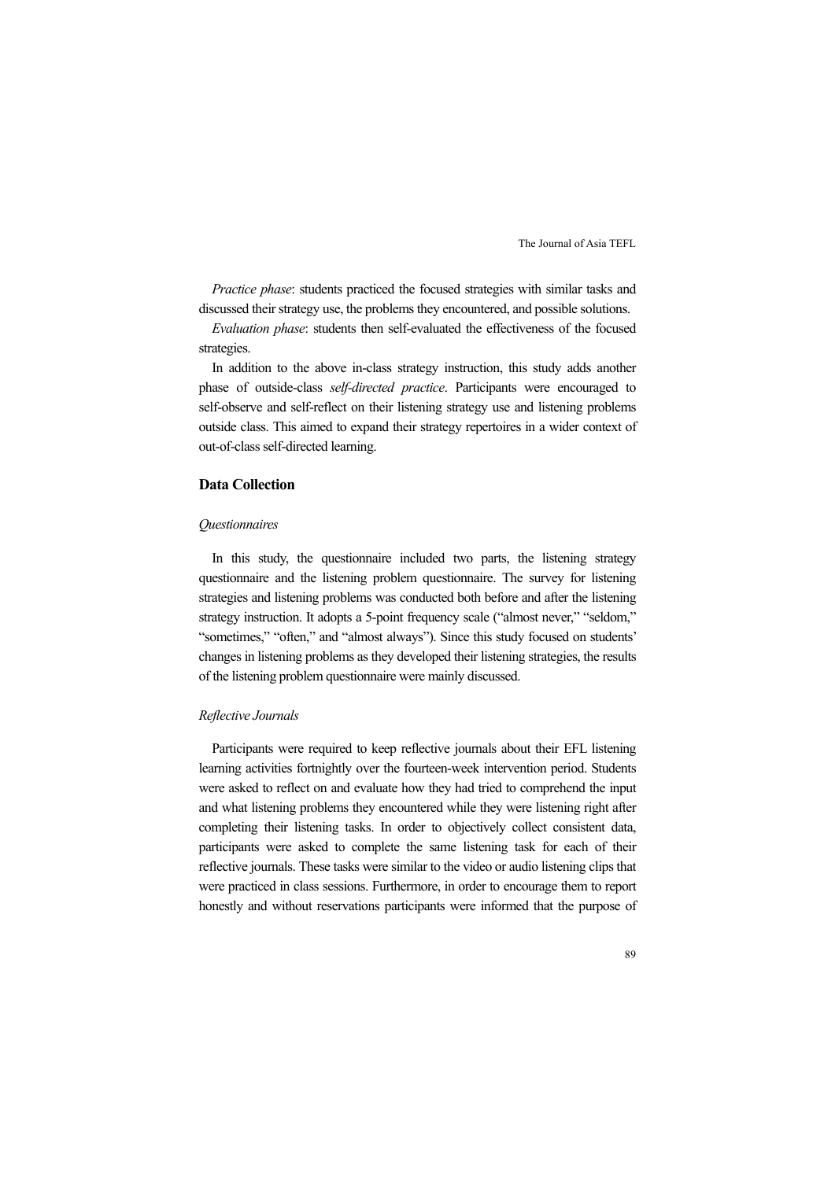*Practice phase*: students practiced the focused strategies with similar tasks and discussed their strategy use, the problems they encountered, and possible solutions.

*Evaluation phase*: students then self-evaluated the effectiveness of the focused strategies.

In addition to the above in-class strategy instruction, this study adds another phase of outside-class *self-directed practice*. Participants were encouraged to self-observe and self-reflect on their listening strategy use and listening problems outside class. This aimed to expand their strategy repertoires in a wider context of out-of-class self-directed learning.

## Data Collection

### *Questionnaires*

In this study, the questionnaire included two parts, the listening strategy questionnaire and the listening problem questionnaire. The survey for listening strategies and listening problems was conducted both before and after the listening strategy instruction. It adopts a 5-point frequency scale ("almost never," "seldom," "sometimes," "often," and "almost always"). Since this study focused on students' changes in listening problems as they developed their listening strategies, the results of the listening problem questionnaire were mainly discussed.

### *Reflective Journals*

Participants were required to keep reflective journals about their EFL listening learning activities fortnightly over the fourteen-week intervention period. Students were asked to reflect on and evaluate how they had tried to comprehend the input and what listening problems they encountered while they were listening right after completing their listening tasks. In order to objectively collect consistent data, participants were asked to complete the same listening task for each of their reflective journals. These tasks were similar to the video or audio listening clips that were practiced in class sessions. Furthermore, in order to encourage them to report honestly and without reservations participants were informed that the purpose of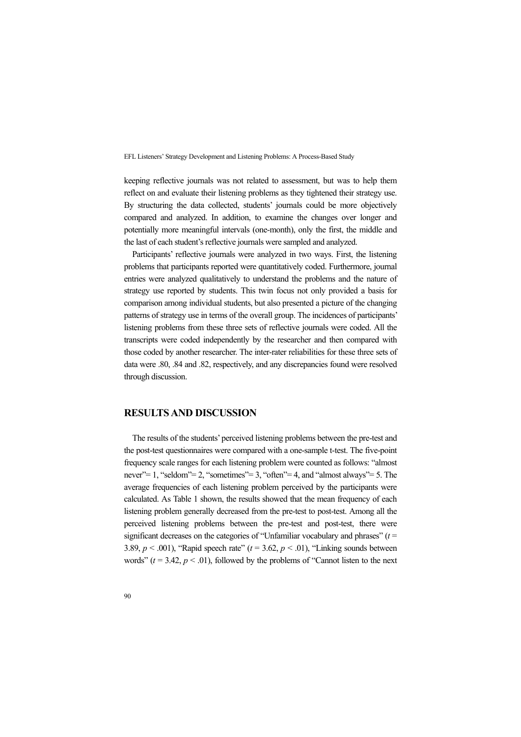keeping reflective journals was not related to assessment, but was to help them reflect on and evaluate their listening problems as they tightened their strategy use. By structuring the data collected, students' journals could be more objectively compared and analyzed. In addition, to examine the changes over longer and potentially more meaningful intervals (one-month), only the first, the middle and the last of each student's reflective journals were sampled and analyzed.

Participants' reflective journals were analyzed in two ways. First, the listening problems that participants reported were quantitatively coded. Furthermore, journal entries were analyzed qualitatively to understand the problems and the nature of strategy use reported by students. This twin focus not only provided a basis for comparison among individual students, but also presented a picture of the changing patterns of strategy use in terms of the overall group. The incidences of participants' listening problems from these three sets of reflective journals were coded. All the transcripts were coded independently by the researcher and then compared with those coded by another researcher. The inter-rater reliabilities for these three sets of data were .80, .84 and .82, respectively, and any discrepancies found were resolved through discussion.

## RESULTS AND DISCUSSION

The results of the students' perceived listening problems between the pre-test and the post-test questionnaires were compared with a one-sample t-test. The five-point frequency scale ranges for each listening problem were counted as follows: "almost never"= 1, "seldom"= 2, "sometimes"= 3, "often"= 4, and "almost always"= 5. The average frequencies of each listening problem perceived by the participants were calculated. As Table 1 shown, the results showed that the mean frequency of each listening problem generally decreased from the pre-test to post-test. Among all the perceived listening problems between the pre-test and post-test, there were significant decreases on the categories of "Unfamiliar vocabulary and phrases" ($t$ = 3.89, $p < .001$), "Rapid speech rate" ($t$ = 3.62, $p < .01$), "Linking sounds between words" ($t$ = 3.42, $p < .01$), followed by the problems of "Cannot listen to the next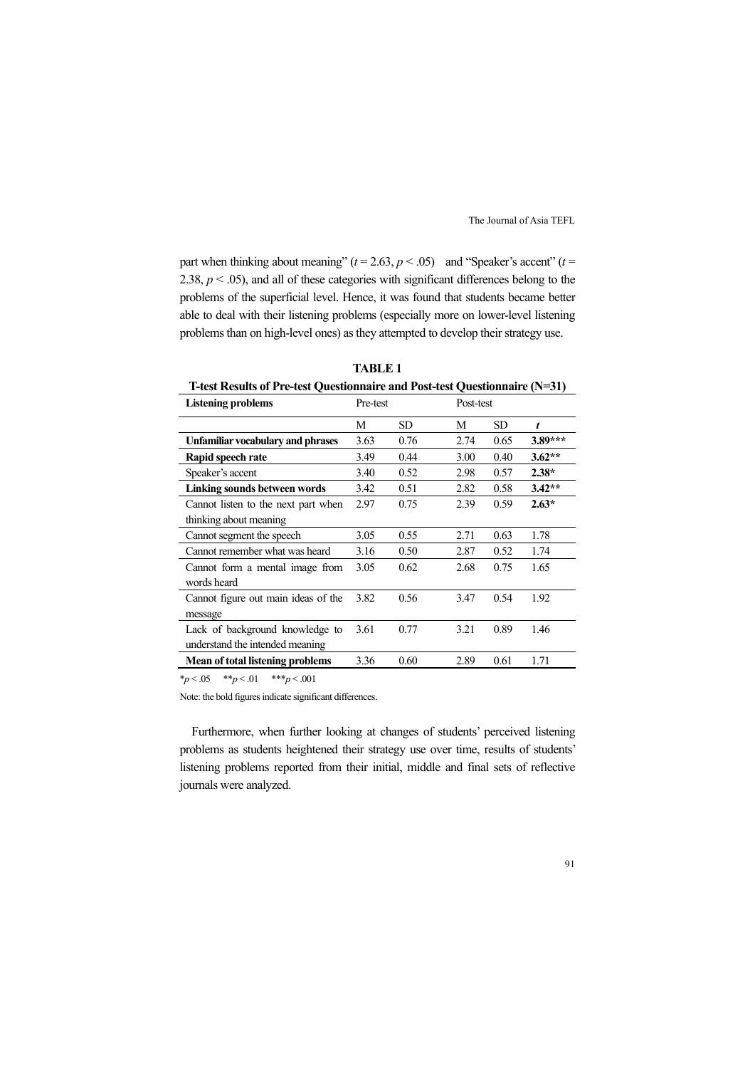part when thinking about meaning" ($t = 2.63$, $p < .05$) and "Speaker's accent" ($t = 2.38$, $p < .05$), and all of these categories with significant differences belong to the problems of the superficial level. Hence, it was found that students became better able to deal with their listening problems (especially more on lower-level listening problems than on high-level ones) as they attempted to develop their strategy use.

**TABLE 1**

**T-test Results of Pre-test Questionnaire and Post-test Questionnaire (N=31)**

| Listening problems | Pre-test | | Post-test | | |
|---|---|---|---|---|---|
| | M | SD | M | SD | *t* |
| **Unfamiliar vocabulary and phrases** | 3.63 | 0.76 | 2.74 | 0.65 | **3.89*** ** |
| **Rapid speech rate** | 3.49 | 0.44 | 3.00 | 0.40 | **3.62** ** |
| Speaker's accent | 3.40 | 0.52 | 2.98 | 0.57 | **2.38*** |
| **Linking sounds between words** | 3.42 | 0.51 | 2.82 | 0.58 | **3.42** ** |
| Cannot listen to the next part when thinking about meaning | 2.97 | 0.75 | 2.39 | 0.59 | **2.63*** |
| Cannot segment the speech | 3.05 | 0.55 | 2.71 | 0.63 | 1.78 |
| Cannot remember what was heard | 3.16 | 0.50 | 2.87 | 0.52 | 1.74 |
| Cannot form a mental image from words heard | 3.05 | 0.62 | 2.68 | 0.75 | 1.65 |
| Cannot figure out main ideas of the message | 3.82 | 0.56 | 3.47 | 0.54 | 1.92 |
| Lack of background knowledge to understand the intended meaning | 3.61 | 0.77 | 3.21 | 0.89 | 1.46 |
| **Mean of total listening problems** | 3.36 | 0.60 | 2.89 | 0.61 | 1.71 |

*$p < .05$ **$p < .01$ ***$p < .001$

Note: the bold figures indicate significant differences.

Furthermore, when further looking at changes of students' perceived listening problems as students heightened their strategy use over time, results of students' listening problems reported from their initial, middle and final sets of reflective journals were analyzed.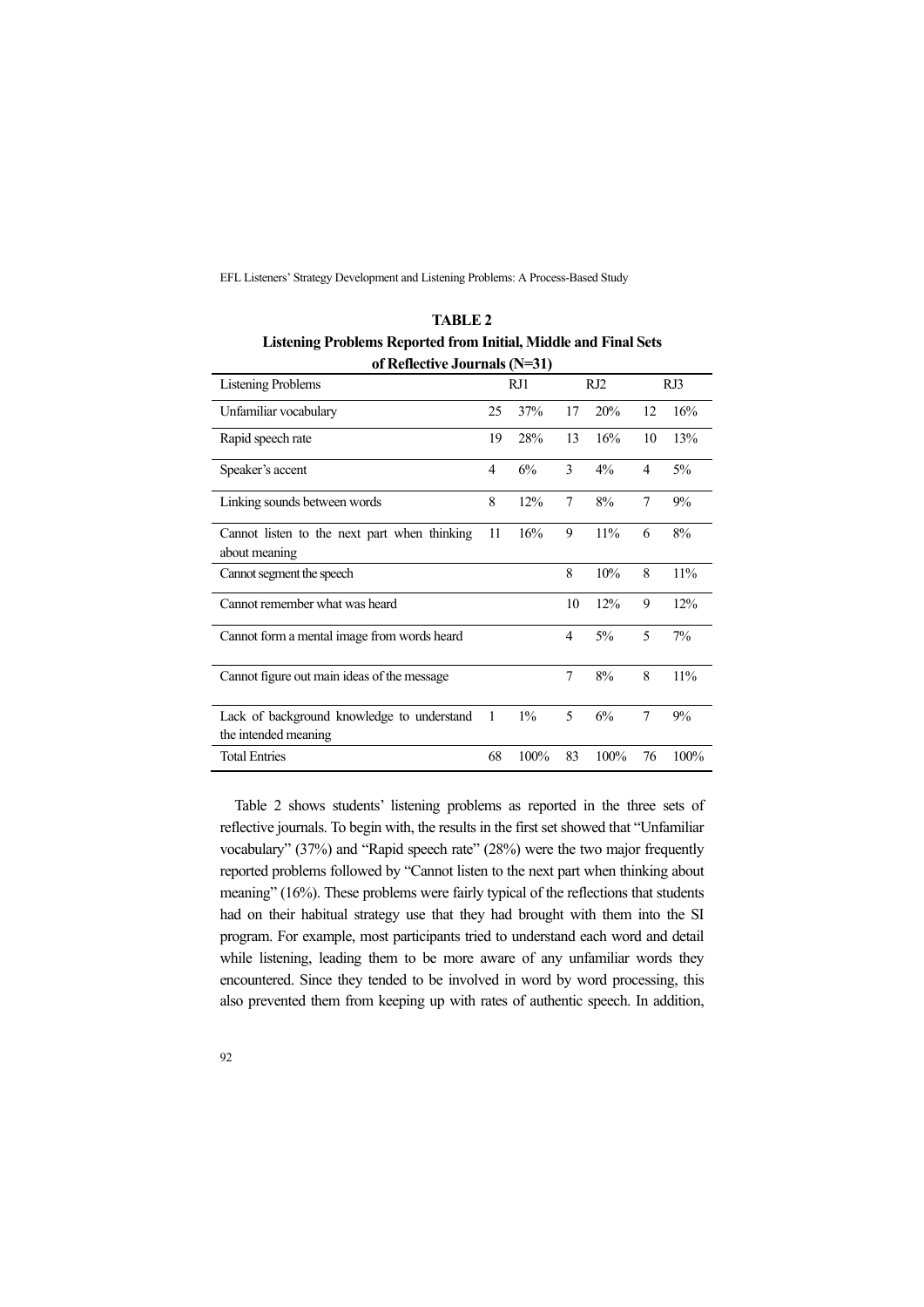**TABLE 2**
**Listening Problems Reported from Initial, Middle and Final Sets of Reflective Journals (N=31)**

| Listening Problems | RJ1 | | RJ2 | | RJ3 | |
|---|---|---|---|---|---|---|
| Unfamiliar vocabulary | 25 | 37% | 17 | 20% | 12 | 16% |
| Rapid speech rate | 19 | 28% | 13 | 16% | 10 | 13% |
| Speaker's accent | 4 | 6% | 3 | 4% | 4 | 5% |
| Linking sounds between words | 8 | 12% | 7 | 8% | 7 | 9% |
| Cannot listen to the next part when thinking about meaning | 11 | 16% | 9 | 11% | 6 | 8% |
| Cannot segment the speech | | | 8 | 10% | 8 | 11% |
| Cannot remember what was heard | | | 10 | 12% | 9 | 12% |
| Cannot form a mental image from words heard | | | 4 | 5% | 5 | 7% |
| Cannot figure out main ideas of the message | | | 7 | 8% | 8 | 11% |
| Lack of background knowledge to understand the intended meaning | 1 | 1% | 5 | 6% | 7 | 9% |
| Total Entries | 68 | 100% | 83 | 100% | 76 | 100% |

Table 2 shows students' listening problems as reported in the three sets of reflective journals. To begin with, the results in the first set showed that "Unfamiliar vocabulary" (37%) and "Rapid speech rate" (28%) were the two major frequently reported problems followed by "Cannot listen to the next part when thinking about meaning" (16%). These problems were fairly typical of the reflections that students had on their habitual strategy use that they had brought with them into the SI program. For example, most participants tried to understand each word and detail while listening, leading them to be more aware of any unfamiliar words they encountered. Since they tended to be involved in word by word processing, this also prevented them from keeping up with rates of authentic speech. In addition,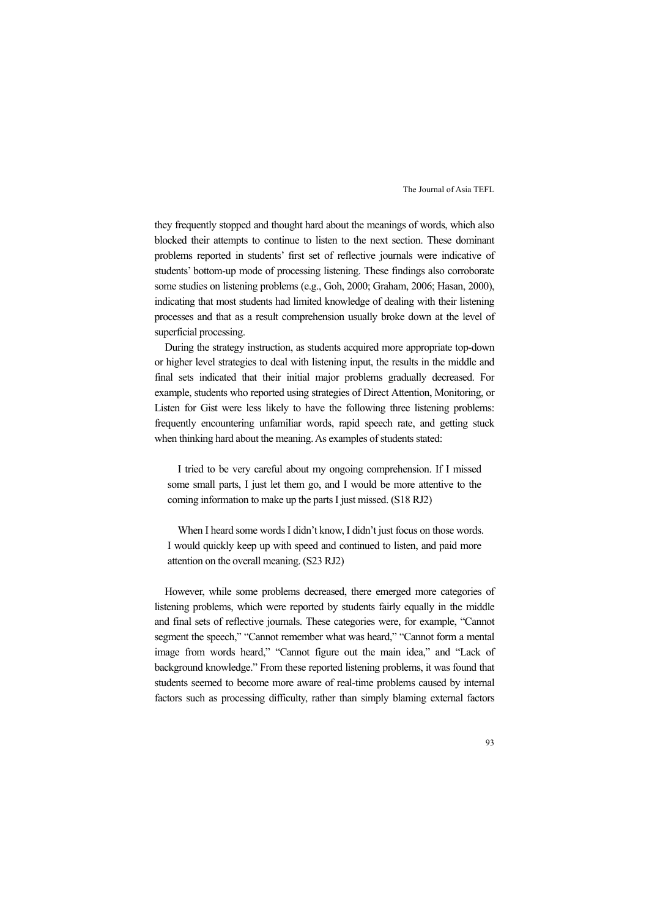they frequently stopped and thought hard about the meanings of words, which also blocked their attempts to continue to listen to the next section. These dominant problems reported in students' first set of reflective journals were indicative of students' bottom-up mode of processing listening. These findings also corroborate some studies on listening problems (e.g., Goh, 2000; Graham, 2006; Hasan, 2000), indicating that most students had limited knowledge of dealing with their listening processes and that as a result comprehension usually broke down at the level of superficial processing.

During the strategy instruction, as students acquired more appropriate top-down or higher level strategies to deal with listening input, the results in the middle and final sets indicated that their initial major problems gradually decreased. For example, students who reported using strategies of Direct Attention, Monitoring, or Listen for Gist were less likely to have the following three listening problems: frequently encountering unfamiliar words, rapid speech rate, and getting stuck when thinking hard about the meaning. As examples of students stated:

> I tried to be very careful about my ongoing comprehension. If I missed some small parts, I just let them go, and I would be more attentive to the coming information to make up the parts I just missed. (S18 RJ2)

> When I heard some words I didn't know, I didn't just focus on those words. I would quickly keep up with speed and continued to listen, and paid more attention on the overall meaning. (S23 RJ2)

However, while some problems decreased, there emerged more categories of listening problems, which were reported by students fairly equally in the middle and final sets of reflective journals. These categories were, for example, "Cannot segment the speech," "Cannot remember what was heard," "Cannot form a mental image from words heard," "Cannot figure out the main idea," and "Lack of background knowledge." From these reported listening problems, it was found that students seemed to become more aware of real-time problems caused by internal factors such as processing difficulty, rather than simply blaming external factors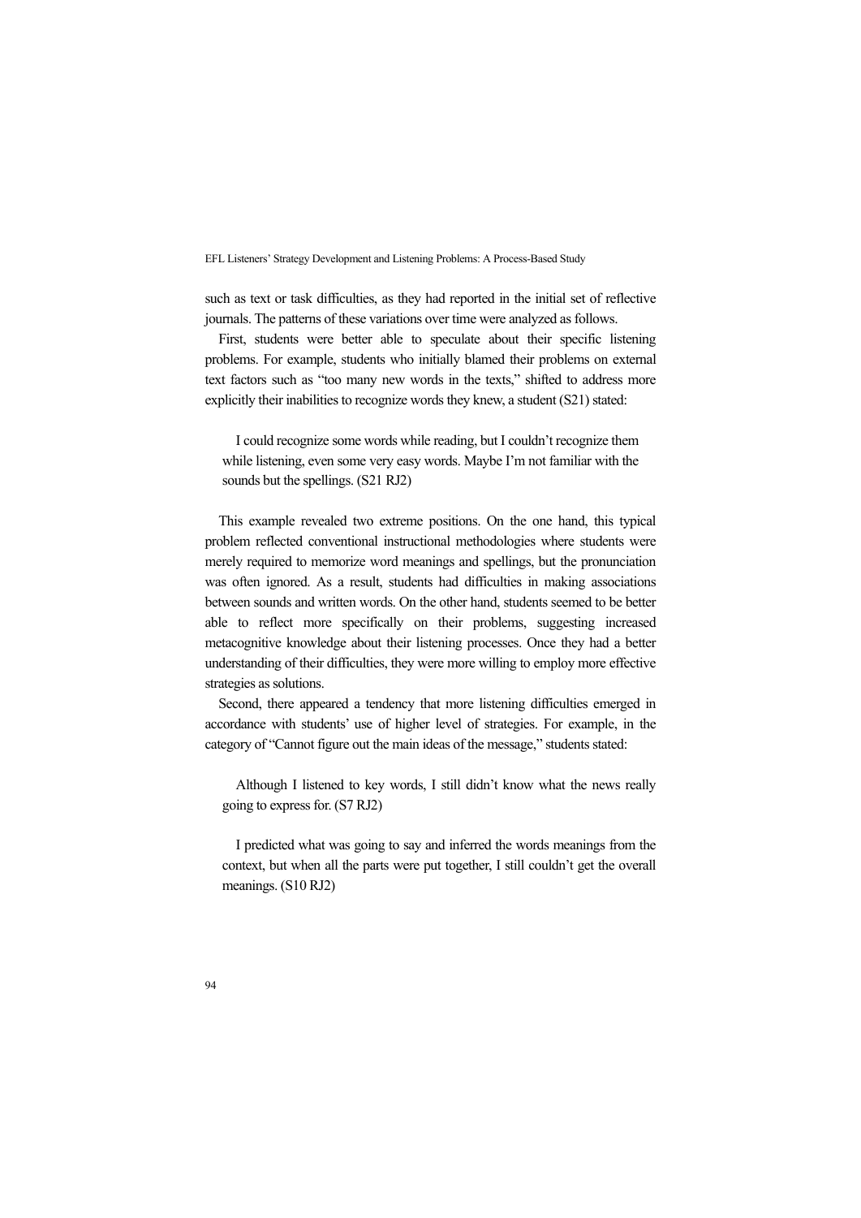such as text or task difficulties, as they had reported in the initial set of reflective journals. The patterns of these variations over time were analyzed as follows.

First, students were better able to speculate about their specific listening problems. For example, students who initially blamed their problems on external text factors such as "too many new words in the texts," shifted to address more explicitly their inabilities to recognize words they knew, a student (S21) stated:

> I could recognize some words while reading, but I couldn't recognize them while listening, even some very easy words. Maybe I'm not familiar with the sounds but the spellings. (S21 RJ2)

This example revealed two extreme positions. On the one hand, this typical problem reflected conventional instructional methodologies where students were merely required to memorize word meanings and spellings, but the pronunciation was often ignored. As a result, students had difficulties in making associations between sounds and written words. On the other hand, students seemed to be better able to reflect more specifically on their problems, suggesting increased metacognitive knowledge about their listening processes. Once they had a better understanding of their difficulties, they were more willing to employ more effective strategies as solutions.

Second, there appeared a tendency that more listening difficulties emerged in accordance with students' use of higher level of strategies. For example, in the category of "Cannot figure out the main ideas of the message," students stated:

> Although I listened to key words, I still didn't know what the news really going to express for. (S7 RJ2)

> I predicted what was going to say and inferred the words meanings from the context, but when all the parts were put together, I still couldn't get the overall meanings. (S10 RJ2)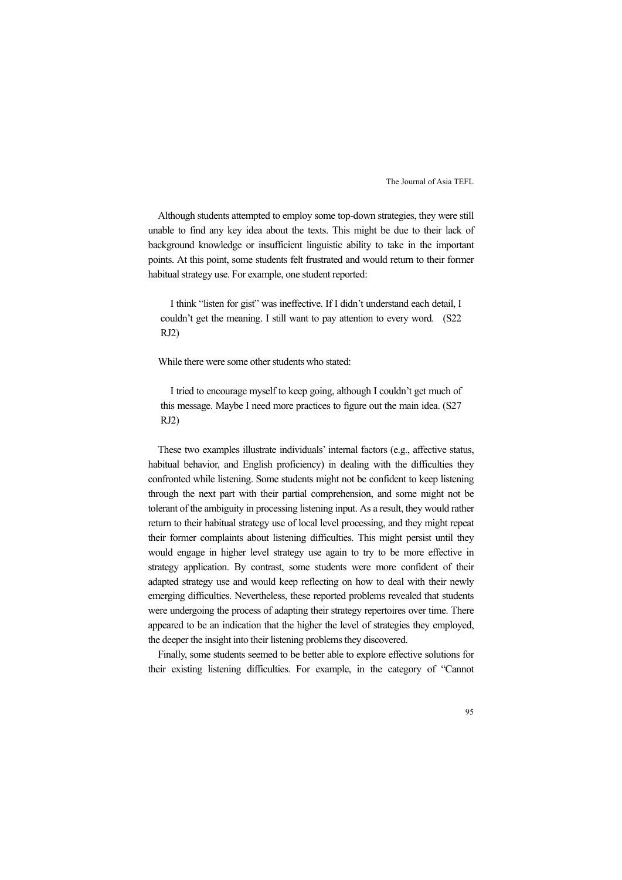Although students attempted to employ some top-down strategies, they were still unable to find any key idea about the texts. This might be due to their lack of background knowledge or insufficient linguistic ability to take in the important points. At this point, some students felt frustrated and would return to their former habitual strategy use. For example, one student reported:

> I think "listen for gist" was ineffective. If I didn't understand each detail, I couldn't get the meaning. I still want to pay attention to every word. (S22 RJ2)

While there were some other students who stated:

> I tried to encourage myself to keep going, although I couldn't get much of this message. Maybe I need more practices to figure out the main idea. (S27 RJ2)

These two examples illustrate individuals' internal factors (e.g., affective status, habitual behavior, and English proficiency) in dealing with the difficulties they confronted while listening. Some students might not be confident to keep listening through the next part with their partial comprehension, and some might not be tolerant of the ambiguity in processing listening input. As a result, they would rather return to their habitual strategy use of local level processing, and they might repeat their former complaints about listening difficulties. This might persist until they would engage in higher level strategy use again to try to be more effective in strategy application. By contrast, some students were more confident of their adapted strategy use and would keep reflecting on how to deal with their newly emerging difficulties. Nevertheless, these reported problems revealed that students were undergoing the process of adapting their strategy repertoires over time. There appeared to be an indication that the higher the level of strategies they employed, the deeper the insight into their listening problems they discovered.

Finally, some students seemed to be better able to explore effective solutions for their existing listening difficulties. For example, in the category of "Cannot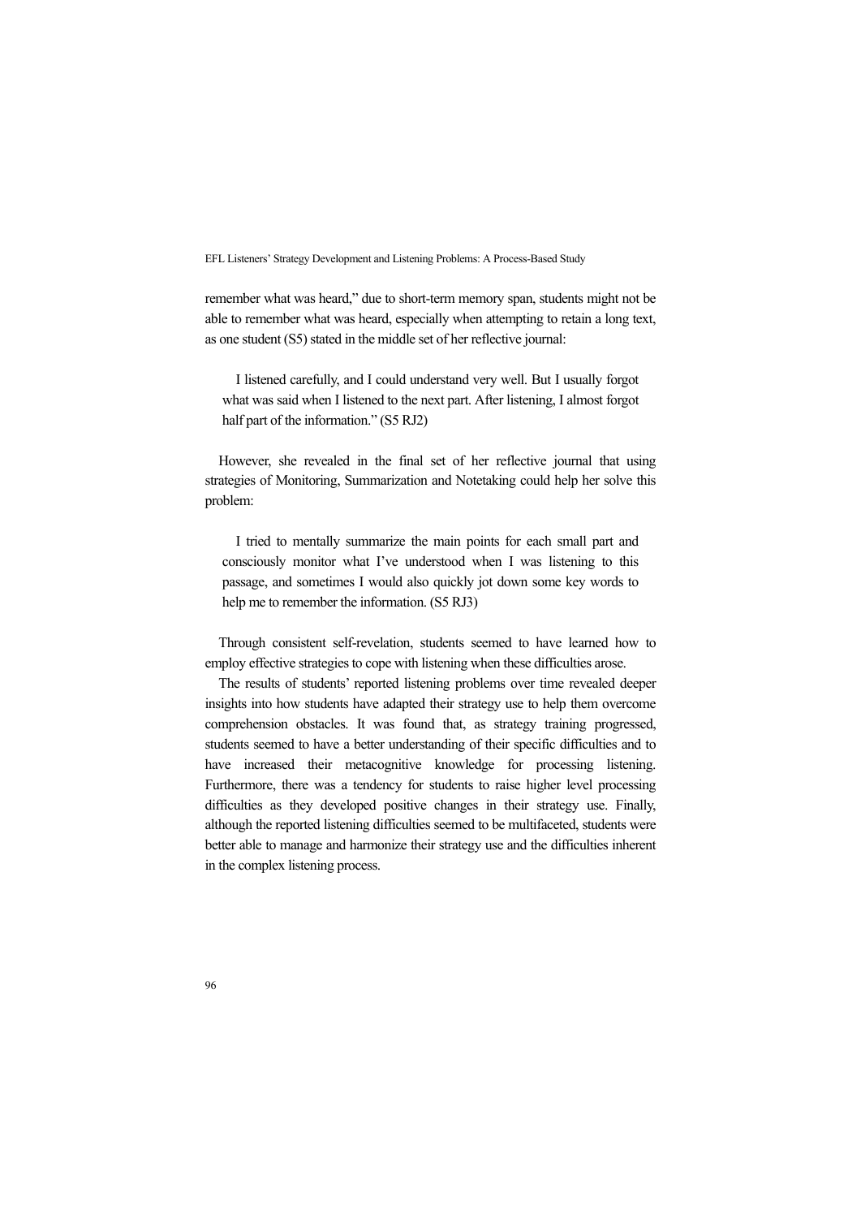remember what was heard," due to short-term memory span, students might not be able to remember what was heard, especially when attempting to retain a long text, as one student (S5) stated in the middle set of her reflective journal:

> I listened carefully, and I could understand very well. But I usually forgot what was said when I listened to the next part. After listening, I almost forgot half part of the information." (S5 RJ2)

However, she revealed in the final set of her reflective journal that using strategies of Monitoring, Summarization and Notetaking could help her solve this problem:

> I tried to mentally summarize the main points for each small part and consciously monitor what I've understood when I was listening to this passage, and sometimes I would also quickly jot down some key words to help me to remember the information. (S5 RJ3)

Through consistent self-revelation, students seemed to have learned how to employ effective strategies to cope with listening when these difficulties arose.

The results of students' reported listening problems over time revealed deeper insights into how students have adapted their strategy use to help them overcome comprehension obstacles. It was found that, as strategy training progressed, students seemed to have a better understanding of their specific difficulties and to have increased their metacognitive knowledge for processing listening. Furthermore, there was a tendency for students to raise higher level processing difficulties as they developed positive changes in their strategy use. Finally, although the reported listening difficulties seemed to be multifaceted, students were better able to manage and harmonize their strategy use and the difficulties inherent in the complex listening process.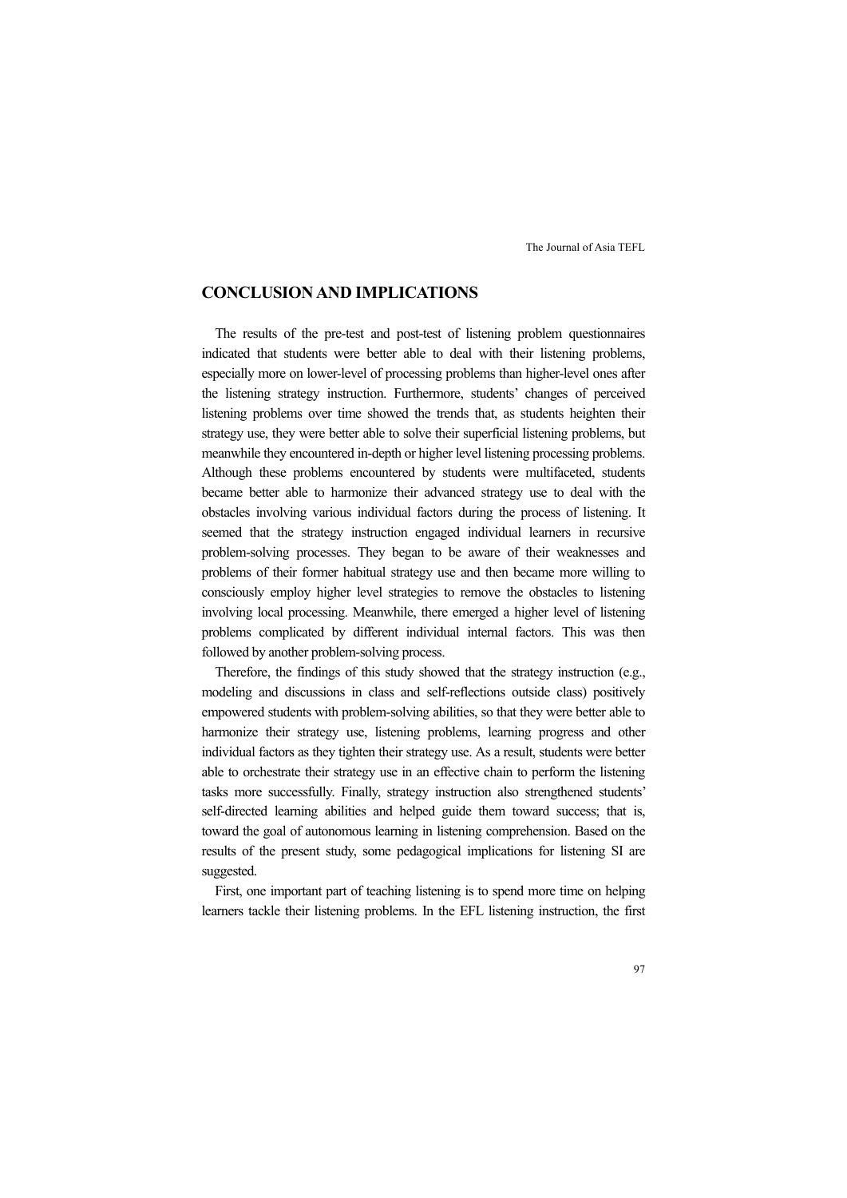## CONCLUSION AND IMPLICATIONS

The results of the pre-test and post-test of listening problem questionnaires indicated that students were better able to deal with their listening problems, especially more on lower-level of processing problems than higher-level ones after the listening strategy instruction. Furthermore, students' changes of perceived listening problems over time showed the trends that, as students heighten their strategy use, they were better able to solve their superficial listening problems, but meanwhile they encountered in-depth or higher level listening processing problems. Although these problems encountered by students were multifaceted, students became better able to harmonize their advanced strategy use to deal with the obstacles involving various individual factors during the process of listening. It seemed that the strategy instruction engaged individual learners in recursive problem-solving processes. They began to be aware of their weaknesses and problems of their former habitual strategy use and then became more willing to consciously employ higher level strategies to remove the obstacles to listening involving local processing. Meanwhile, there emerged a higher level of listening problems complicated by different individual internal factors. This was then followed by another problem-solving process.

Therefore, the findings of this study showed that the strategy instruction (e.g., modeling and discussions in class and self-reflections outside class) positively empowered students with problem-solving abilities, so that they were better able to harmonize their strategy use, listening problems, learning progress and other individual factors as they tighten their strategy use. As a result, students were better able to orchestrate their strategy use in an effective chain to perform the listening tasks more successfully. Finally, strategy instruction also strengthened students' self-directed learning abilities and helped guide them toward success; that is, toward the goal of autonomous learning in listening comprehension. Based on the results of the present study, some pedagogical implications for listening SI are suggested.

First, one important part of teaching listening is to spend more time on helping learners tackle their listening problems. In the EFL listening instruction, the first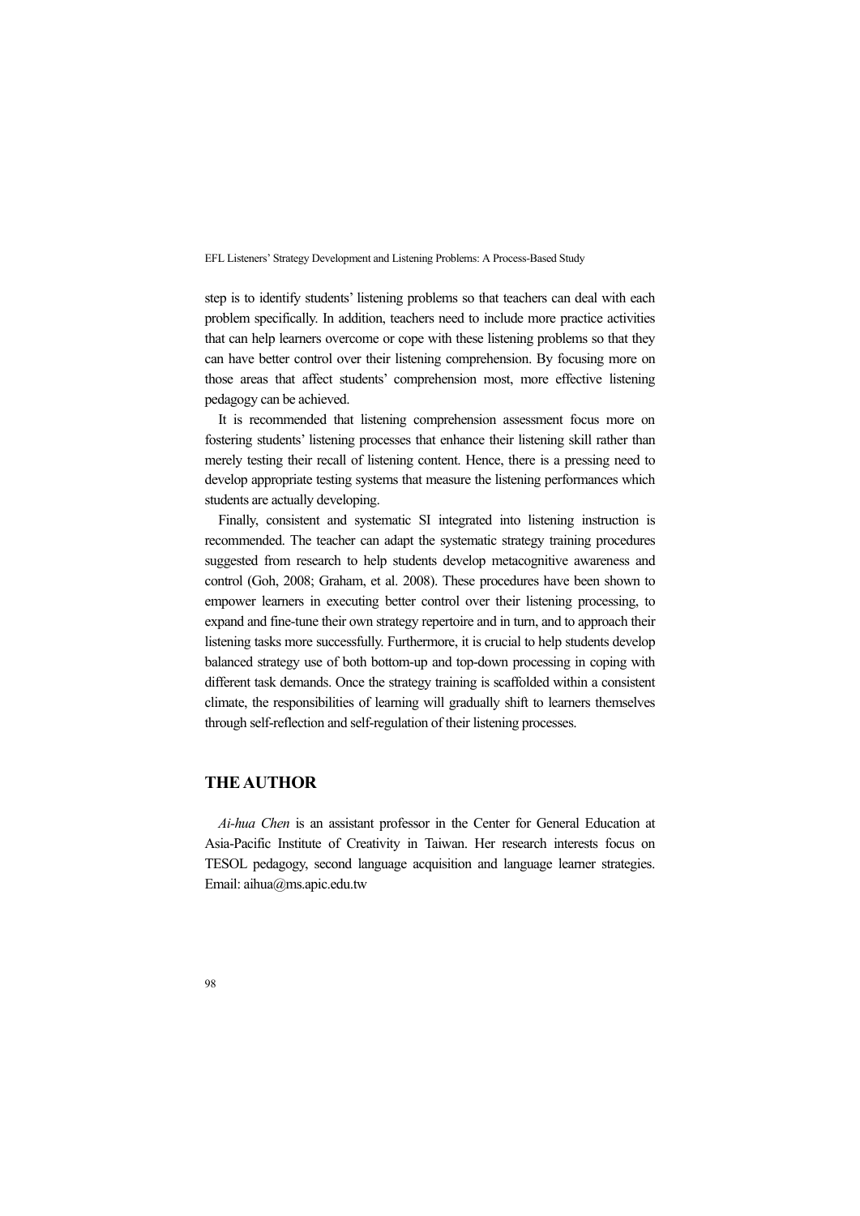step is to identify students' listening problems so that teachers can deal with each problem specifically. In addition, teachers need to include more practice activities that can help learners overcome or cope with these listening problems so that they can have better control over their listening comprehension. By focusing more on those areas that affect students' comprehension most, more effective listening pedagogy can be achieved.

It is recommended that listening comprehension assessment focus more on fostering students' listening processes that enhance their listening skill rather than merely testing their recall of listening content. Hence, there is a pressing need to develop appropriate testing systems that measure the listening performances which students are actually developing.

Finally, consistent and systematic SI integrated into listening instruction is recommended. The teacher can adapt the systematic strategy training procedures suggested from research to help students develop metacognitive awareness and control (Goh, 2008; Graham, et al. 2008). These procedures have been shown to empower learners in executing better control over their listening processing, to expand and fine-tune their own strategy repertoire and in turn, and to approach their listening tasks more successfully. Furthermore, it is crucial to help students develop balanced strategy use of both bottom-up and top-down processing in coping with different task demands. Once the strategy training is scaffolded within a consistent climate, the responsibilities of learning will gradually shift to learners themselves through self-reflection and self-regulation of their listening processes.

## THE AUTHOR

*Ai-hua Chen* is an assistant professor in the Center for General Education at Asia-Pacific Institute of Creativity in Taiwan. Her research interests focus on TESOL pedagogy, second language acquisition and language learner strategies. Email: aihua@ms.apic.edu.tw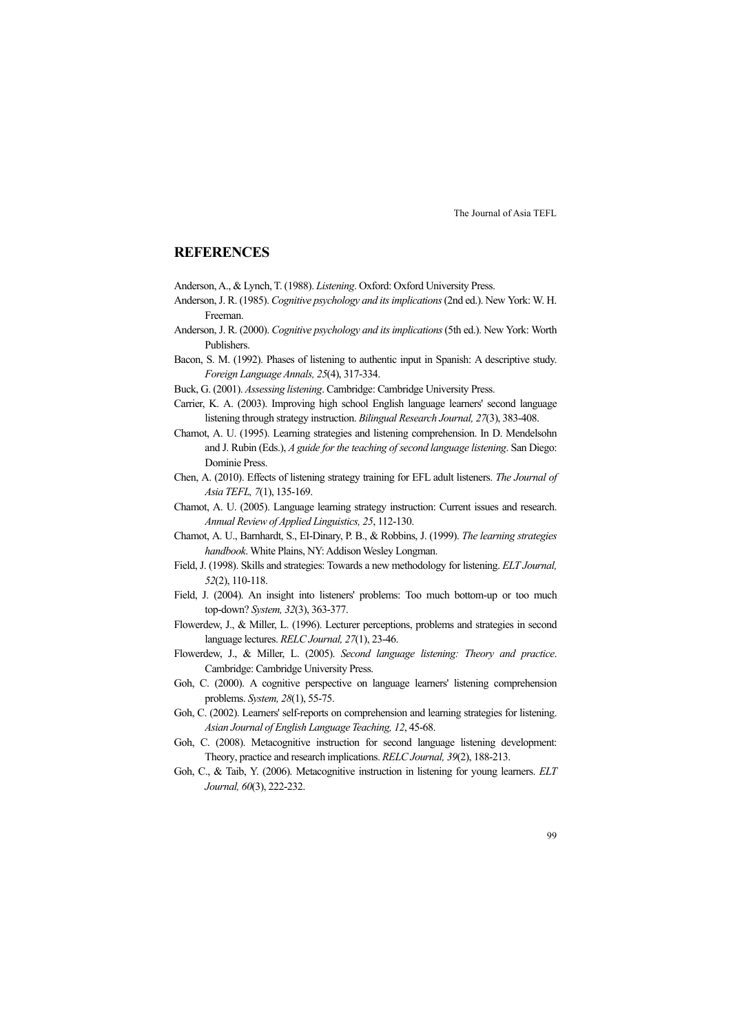## REFERENCES

Anderson, A., & Lynch, T. (1988). *Listening*. Oxford: Oxford University Press.

Anderson, J. R. (1985). *Cognitive psychology and its implications* (2nd ed.). New York: W. H. Freeman.

Anderson, J. R. (2000). *Cognitive psychology and its implications* (5th ed.). New York: Worth Publishers.

Bacon, S. M. (1992). Phases of listening to authentic input in Spanish: A descriptive study. *Foreign Language Annals, 25*(4), 317-334.

Buck, G. (2001). *Assessing listening*. Cambridge: Cambridge University Press.

Carrier, K. A. (2003). Improving high school English language learners' second language listening through strategy instruction. *Bilingual Research Journal, 27*(3), 383-408.

Chamot, A. U. (1995). Learning strategies and listening comprehension. In D. Mendelsohn and J. Rubin (Eds.), *A guide for the teaching of second language listening*. San Diego: Dominie Press.

Chen, A. (2010). Effects of listening strategy training for EFL adult listeners. *The Journal of Asia TEFL, 7*(1), 135-169.

Chamot, A. U. (2005). Language learning strategy instruction: Current issues and research. *Annual Review of Applied Linguistics, 25*, 112-130.

Chamot, A. U., Barnhardt, S., EI-Dinary, P. B., & Robbins, J. (1999). *The learning strategies handbook*. White Plains, NY: Addison Wesley Longman.

Field, J. (1998). Skills and strategies: Towards a new methodology for listening. *ELT Journal, 52*(2), 110-118.

Field, J. (2004). An insight into listeners' problems: Too much bottom-up or too much top-down? *System, 32*(3), 363-377.

Flowerdew, J., & Miller, L. (1996). Lecturer perceptions, problems and strategies in second language lectures. *RELC Journal, 27*(1), 23-46.

Flowerdew, J., & Miller, L. (2005). *Second language listening: Theory and practice*. Cambridge: Cambridge University Press.

Goh, C. (2000). A cognitive perspective on language learners' listening comprehension problems. *System, 28*(1), 55-75.

Goh, C. (2002). Learners' self-reports on comprehension and learning strategies for listening. *Asian Journal of English Language Teaching, 12*, 45-68.

Goh, C. (2008). Metacognitive instruction for second language listening development: Theory, practice and research implications. *RELC Journal, 39*(2), 188-213.

Goh, C., & Taib, Y. (2006). Metacognitive instruction in listening for young learners. *ELT Journal, 60*(3), 222-232.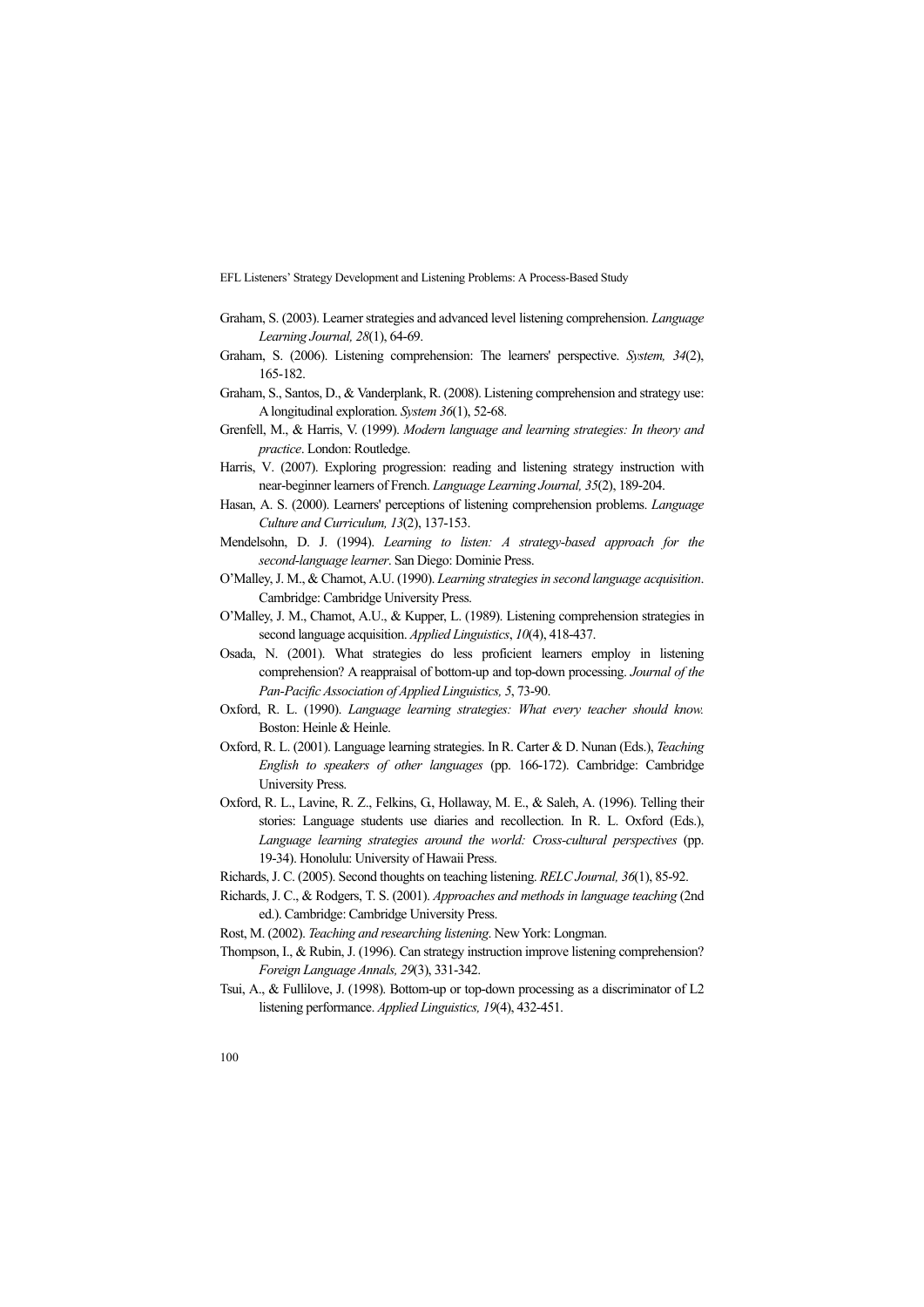Graham, S. (2003). Learner strategies and advanced level listening comprehension. *Language Learning Journal, 28*(1), 64-69.

Graham, S. (2006). Listening comprehension: The learners' perspective. *System, 34*(2), 165-182.

Graham, S., Santos, D., & Vanderplank, R. (2008). Listening comprehension and strategy use: A longitudinal exploration. *System 36*(1), 52-68.

Grenfell, M., & Harris, V. (1999). *Modern language and learning strategies: In theory and practice*. London: Routledge.

Harris, V. (2007). Exploring progression: reading and listening strategy instruction with near-beginner learners of French. *Language Learning Journal, 35*(2), 189-204.

Hasan, A. S. (2000). Learners' perceptions of listening comprehension problems. *Language Culture and Curriculum, 13*(2), 137-153.

Mendelsohn, D. J. (1994). *Learning to listen: A strategy-based approach for the second-language learner*. San Diego: Dominie Press.

O'Malley, J. M., & Chamot, A.U. (1990). *Learning strategies in second language acquisition*. Cambridge: Cambridge University Press.

O'Malley, J. M., Chamot, A.U., & Kupper, L. (1989). Listening comprehension strategies in second language acquisition. *Applied Linguistics*, *10*(4), 418-437.

Osada, N. (2001). What strategies do less proficient learners employ in listening comprehension? A reappraisal of bottom-up and top-down processing. *Journal of the Pan-Pacific Association of Applied Linguistics, 5*, 73-90.

Oxford, R. L. (1990). *Language learning strategies: What every teacher should know.* Boston: Heinle & Heinle.

Oxford, R. L. (2001). Language learning strategies. In R. Carter & D. Nunan (Eds.), *Teaching English to speakers of other languages* (pp. 166-172). Cambridge: Cambridge University Press.

Oxford, R. L., Lavine, R. Z., Felkins, G., Hollaway, M. E., & Saleh, A. (1996). Telling their stories: Language students use diaries and recollection. In R. L. Oxford (Eds.), *Language learning strategies around the world: Cross-cultural perspectives* (pp. 19-34). Honolulu: University of Hawaii Press.

Richards, J. C. (2005). Second thoughts on teaching listening. *RELC Journal, 36*(1), 85-92.

Richards, J. C., & Rodgers, T. S. (2001). *Approaches and methods in language teaching* (2nd ed.). Cambridge: Cambridge University Press.

Rost, M. (2002). *Teaching and researching listening*. New York: Longman.

Thompson, I., & Rubin, J. (1996). Can strategy instruction improve listening comprehension? *Foreign Language Annals, 29*(3), 331-342.

Tsui, A., & Fullilove, J. (1998). Bottom-up or top-down processing as a discriminator of L2 listening performance. *Applied Linguistics, 19*(4), 432-451.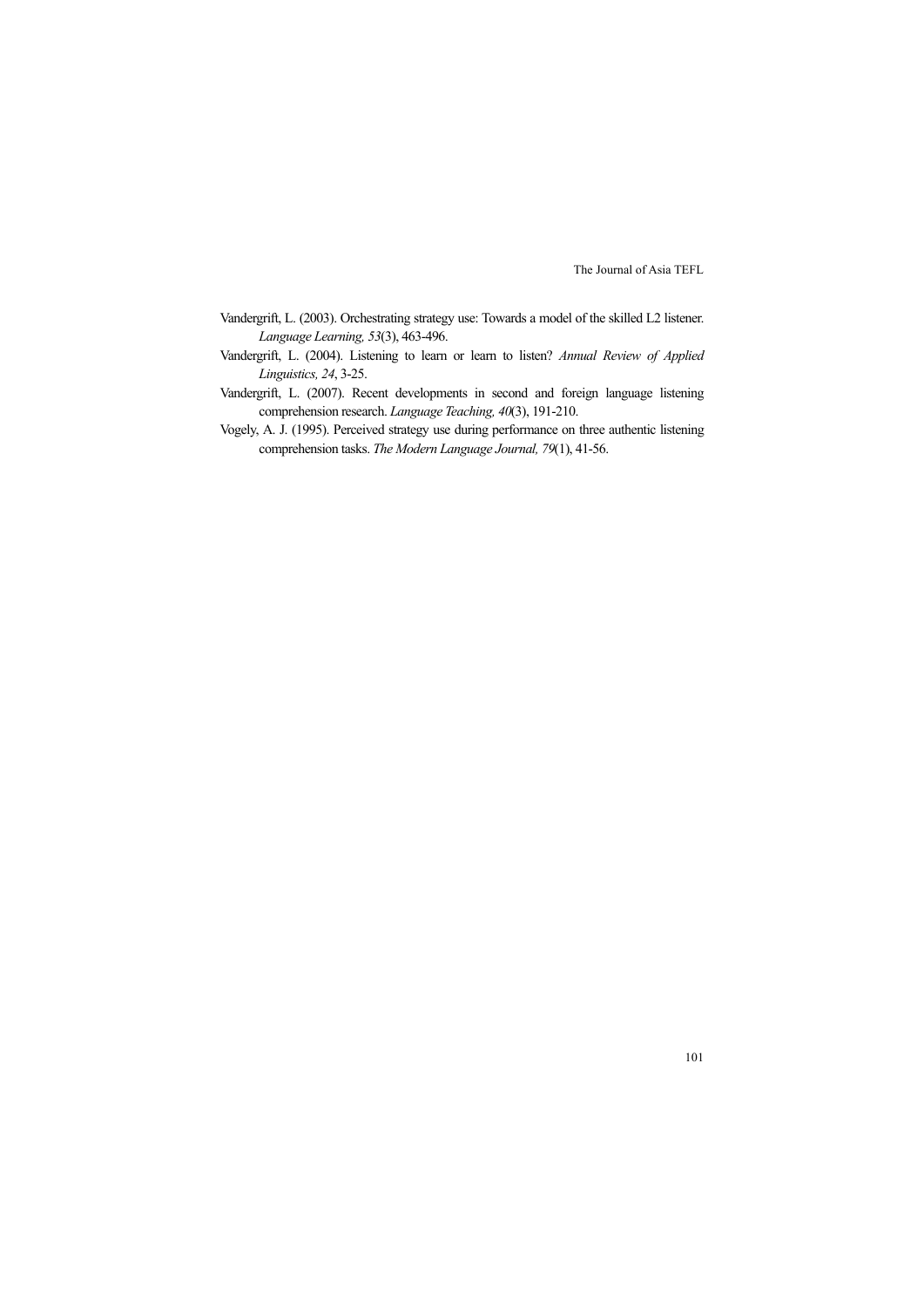Vandergrift, L. (2003). Orchestrating strategy use: Towards a model of the skilled L2 listener. *Language Learning, 53*(3), 463-496.

Vandergrift, L. (2004). Listening to learn or learn to listen? *Annual Review of Applied Linguistics, 24*, 3-25.

Vandergrift, L. (2007). Recent developments in second and foreign language listening comprehension research. *Language Teaching, 40*(3), 191-210.

Vogely, A. J. (1995). Perceived strategy use during performance on three authentic listening comprehension tasks. *The Modern Language Journal, 79*(1), 41-56.